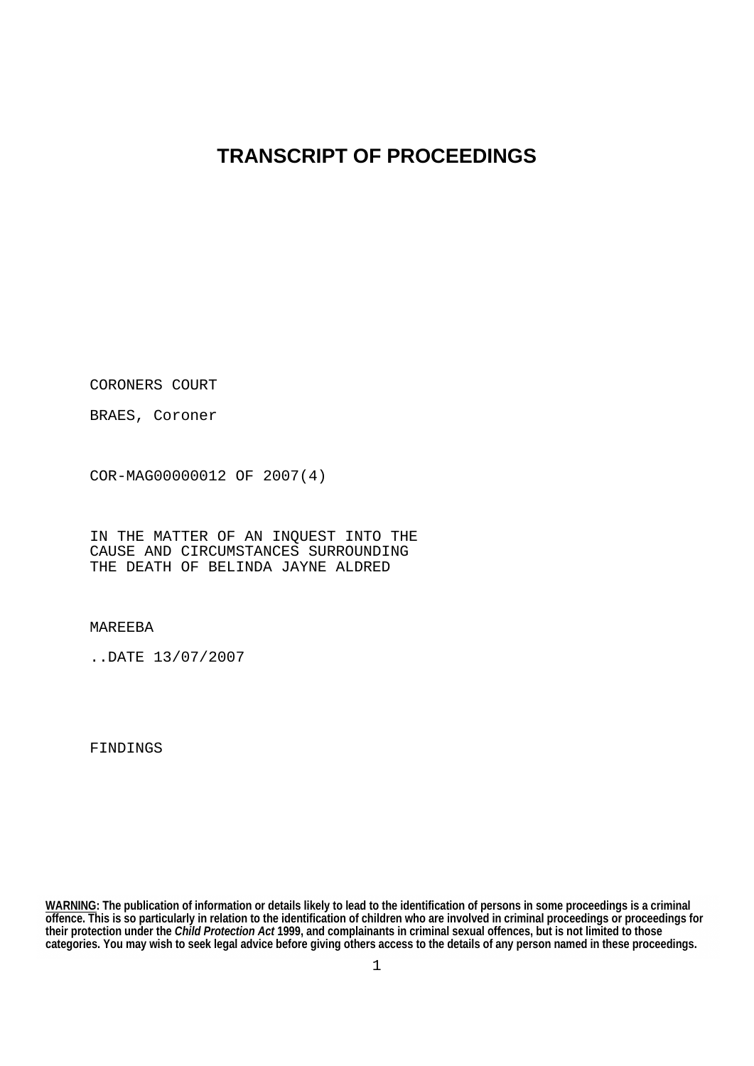# TRANSCRIPT OF PROCEEDINGS

CORONERS COURT

BRAES, Coroner

COR-MAG00000012 OF 2007(4)

IN THE MATTER OF AN INQUEST INTO THE CAUSE AND CIRCUMSTANCES SURROUNDING THE DEATH OF BELINDA JAYNE ALDRED

MAREEBA

..DATE 13/07/2007

FINDINGS

**WARNING: The publication of information or details likely to lead to the identification of persons in some proceedings is a criminal offence. This is so particularly in relation to the identification of children who are involved in criminal proceedings or proceedings for their protection under the *Child Protection Act* 1999, and complainants in criminal sexual offences, but is not limited to those categories. You may wish to seek legal advice before giving others access to the details of any person named in these proceedings.**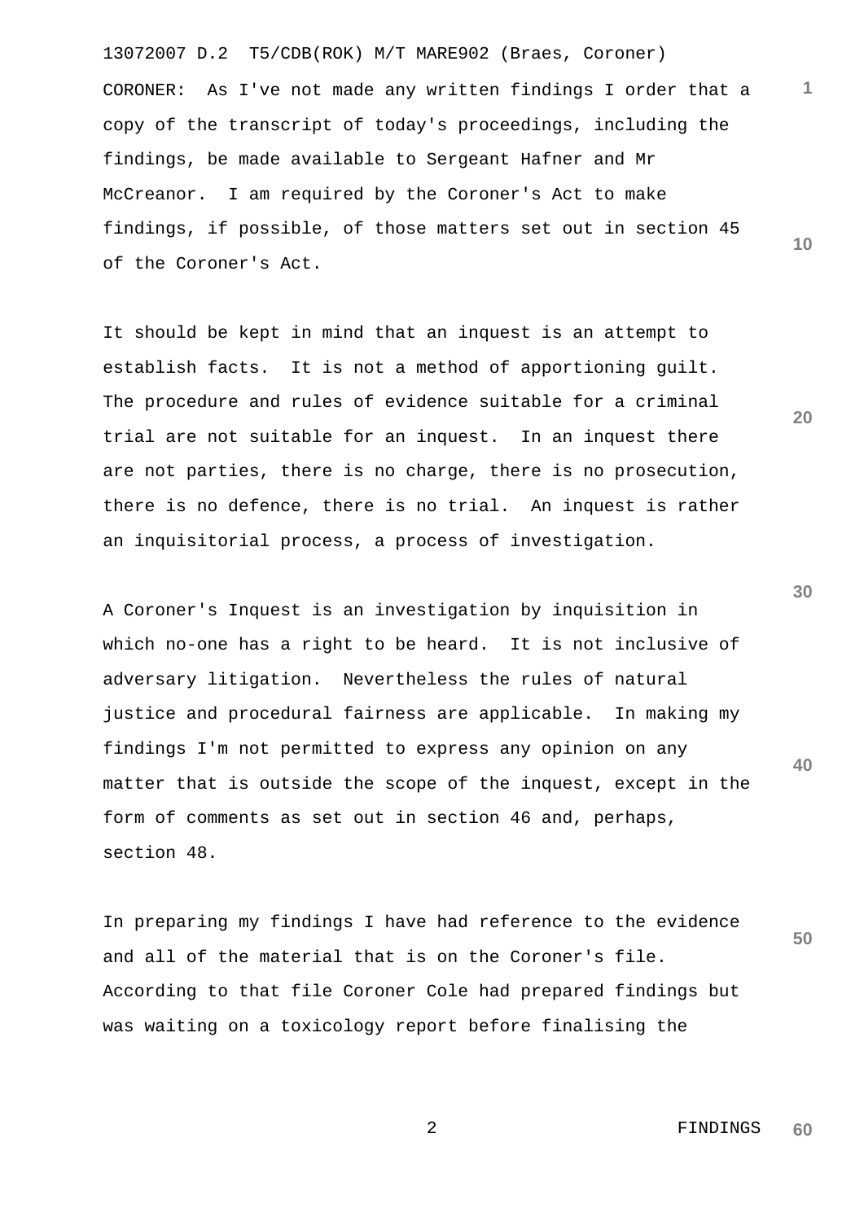CORONER: As I've not made any written findings I order that a copy of the transcript of today's proceedings, including the findings, be made available to Sergeant Hafner and Mr McCreanor. I am required by the Coroner's Act to make findings, if possible, of those matters set out in section 45 of the Coroner's Act.

It should be kept in mind that an inquest is an attempt to establish facts. It is not a method of apportioning guilt. The procedure and rules of evidence suitable for a criminal trial are not suitable for an inquest. In an inquest there are not parties, there is no charge, there is no prosecution, there is no defence, there is no trial. An inquest is rather an inquisitorial process, a process of investigation.

A Coroner's Inquest is an investigation by inquisition in which no-one has a right to be heard. It is not inclusive of adversary litigation. Nevertheless the rules of natural justice and procedural fairness are applicable. In making my findings I'm not permitted to express any opinion on any matter that is outside the scope of the inquest, except in the form of comments as set out in section 46 and, perhaps, section 48.

In preparing my findings I have had reference to the evidence and all of the material that is on the Coroner's file. According to that file Coroner Cole had prepared findings but was waiting on a toxicology report before finalising the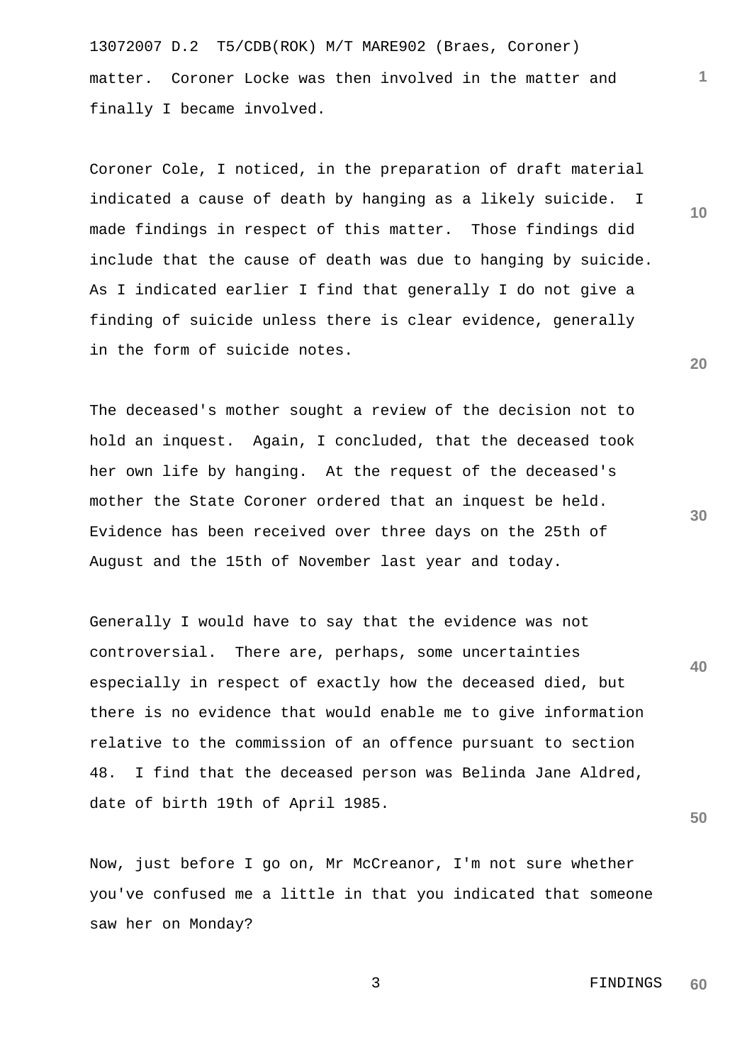matter. Coroner Locke was then involved in the matter and finally I became involved.

Coroner Cole, I noticed, in the preparation of draft material indicated a cause of death by hanging as a likely suicide. I made findings in respect of this matter. Those findings did include that the cause of death was due to hanging by suicide. As I indicated earlier I find that generally I do not give a finding of suicide unless there is clear evidence, generally in the form of suicide notes.

The deceased's mother sought a review of the decision not to hold an inquest. Again, I concluded, that the deceased took her own life by hanging. At the request of the deceased's mother the State Coroner ordered that an inquest be held. Evidence has been received over three days on the 25th of August and the 15th of November last year and today.

Generally I would have to say that the evidence was not controversial. There are, perhaps, some uncertainties especially in respect of exactly how the deceased died, but there is no evidence that would enable me to give information relative to the commission of an offence pursuant to section 48. I find that the deceased person was Belinda Jane Aldred, date of birth 19th of April 1985.

Now, just before I go on, Mr McCreanor, I'm not sure whether you've confused me a little in that you indicated that someone saw her on Monday?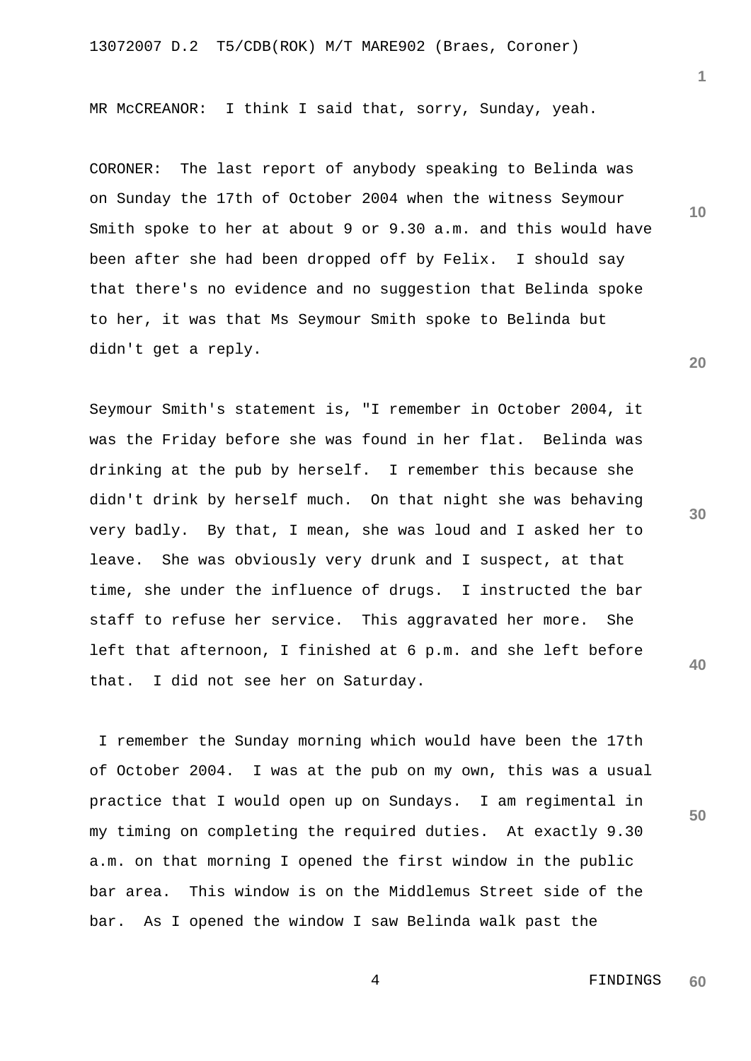MR McCREANOR: I think I said that, sorry, Sunday, yeah.

CORONER: The last report of anybody speaking to Belinda was on Sunday the 17th of October 2004 when the witness Seymour Smith spoke to her at about 9 or 9.30 a.m. and this would have been after she had been dropped off by Felix. I should say that there's no evidence and no suggestion that Belinda spoke to her, it was that Ms Seymour Smith spoke to Belinda but didn't get a reply.

Seymour Smith's statement is, "I remember in October 2004, it was the Friday before she was found in her flat. Belinda was drinking at the pub by herself. I remember this because she didn't drink by herself much. On that night she was behaving very badly. By that, I mean, she was loud and I asked her to leave. She was obviously very drunk and I suspect, at that time, she under the influence of drugs. I instructed the bar staff to refuse her service. This aggravated her more. She left that afternoon, I finished at 6 p.m. and she left before that. I did not see her on Saturday.

I remember the Sunday morning which would have been the 17th of October 2004. I was at the pub on my own, this was a usual practice that I would open up on Sundays. I am regimental in my timing on completing the required duties. At exactly 9.30 a.m. on that morning I opened the first window in the public bar area. This window is on the Middlemus Street side of the bar. As I opened the window I saw Belinda walk past the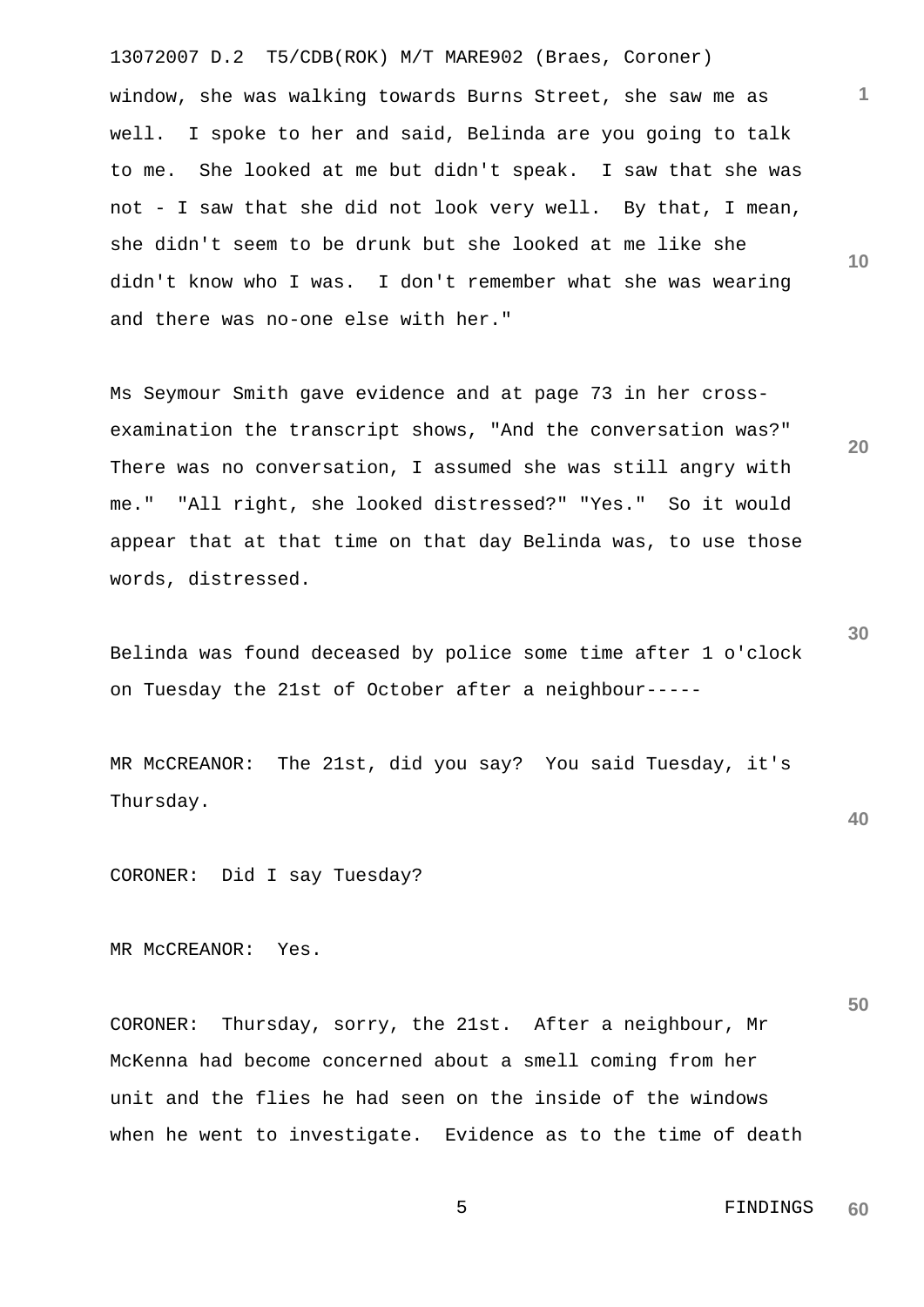window, she was walking towards Burns Street, she saw me as well. I spoke to her and said, Belinda are you going to talk to me. She looked at me but didn't speak. I saw that she was not - I saw that she did not look very well. By that, I mean, she didn't seem to be drunk but she looked at me like she didn't know who I was. I don't remember what she was wearing and there was no-one else with her."

Ms Seymour Smith gave evidence and at page 73 in her cross-examination the transcript shows, "And the conversation was?" There was no conversation, I assumed she was still angry with me." "All right, she looked distressed?" "Yes." So it would appear that at that time on that day Belinda was, to use those words, distressed.

Belinda was found deceased by police some time after 1 o'clock on Tuesday the 21st of October after a neighbour-----

MR McCREANOR: The 21st, did you say? You said Tuesday, it's Thursday.

CORONER: Did I say Tuesday?

MR McCREANOR: Yes.

CORONER: Thursday, sorry, the 21st. After a neighbour, Mr McKenna had become concerned about a smell coming from her unit and the flies he had seen on the inside of the windows when he went to investigate. Evidence as to the time of death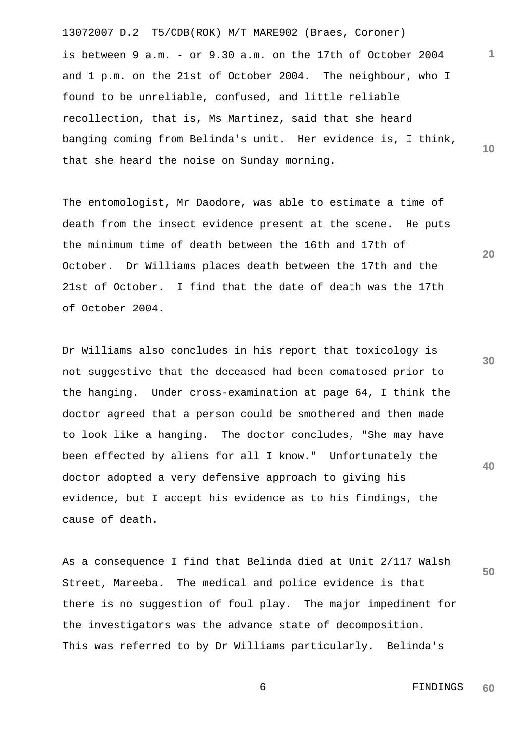is between 9 a.m. - or 9.30 a.m. on the 17th of October 2004 and 1 p.m. on the 21st of October 2004. The neighbour, who I found to be unreliable, confused, and little reliable recollection, that is, Ms Martinez, said that she heard banging coming from Belinda's unit. Her evidence is, I think, that she heard the noise on Sunday morning.

The entomologist, Mr Daodore, was able to estimate a time of death from the insect evidence present at the scene. He puts the minimum time of death between the 16th and 17th of October. Dr Williams places death between the 17th and the 21st of October. I find that the date of death was the 17th of October 2004.

Dr Williams also concludes in his report that toxicology is not suggestive that the deceased had been comatosed prior to the hanging. Under cross-examination at page 64, I think the doctor agreed that a person could be smothered and then made to look like a hanging. The doctor concludes, "She may have been effected by aliens for all I know." Unfortunately the doctor adopted a very defensive approach to giving his evidence, but I accept his evidence as to his findings, the cause of death.

As a consequence I find that Belinda died at Unit 2/117 Walsh Street, Mareeba. The medical and police evidence is that there is no suggestion of foul play. The major impediment for the investigators was the advance state of decomposition. This was referred to by Dr Williams particularly. Belinda's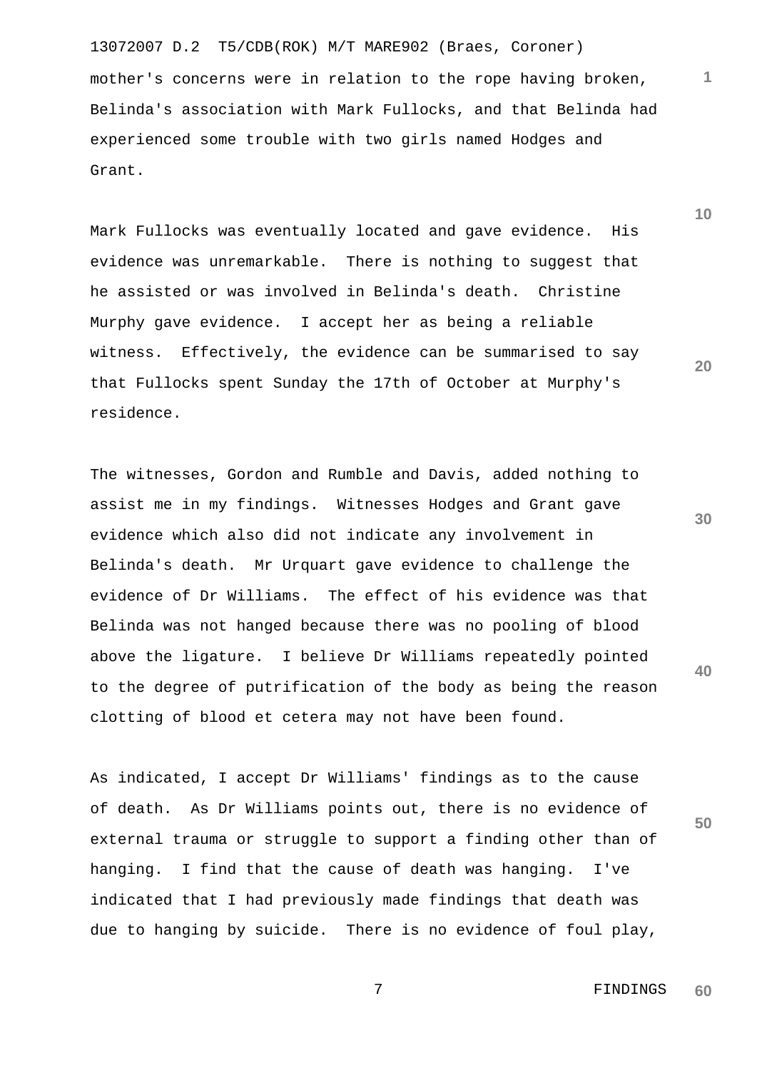mother's concerns were in relation to the rope having broken, Belinda's association with Mark Fullocks, and that Belinda had experienced some trouble with two girls named Hodges and Grant.

Mark Fullocks was eventually located and gave evidence. His evidence was unremarkable. There is nothing to suggest that he assisted or was involved in Belinda's death. Christine Murphy gave evidence. I accept her as being a reliable witness. Effectively, the evidence can be summarised to say that Fullocks spent Sunday the 17th of October at Murphy's residence.

The witnesses, Gordon and Rumble and Davis, added nothing to assist me in my findings. Witnesses Hodges and Grant gave evidence which also did not indicate any involvement in Belinda's death. Mr Urquart gave evidence to challenge the evidence of Dr Williams. The effect of his evidence was that Belinda was not hanged because there was no pooling of blood above the ligature. I believe Dr Williams repeatedly pointed to the degree of putrification of the body as being the reason clotting of blood et cetera may not have been found.

As indicated, I accept Dr Williams' findings as to the cause of death. As Dr Williams points out, there is no evidence of external trauma or struggle to support a finding other than of hanging. I find that the cause of death was hanging. I've indicated that I had previously made findings that death was due to hanging by suicide. There is no evidence of foul play,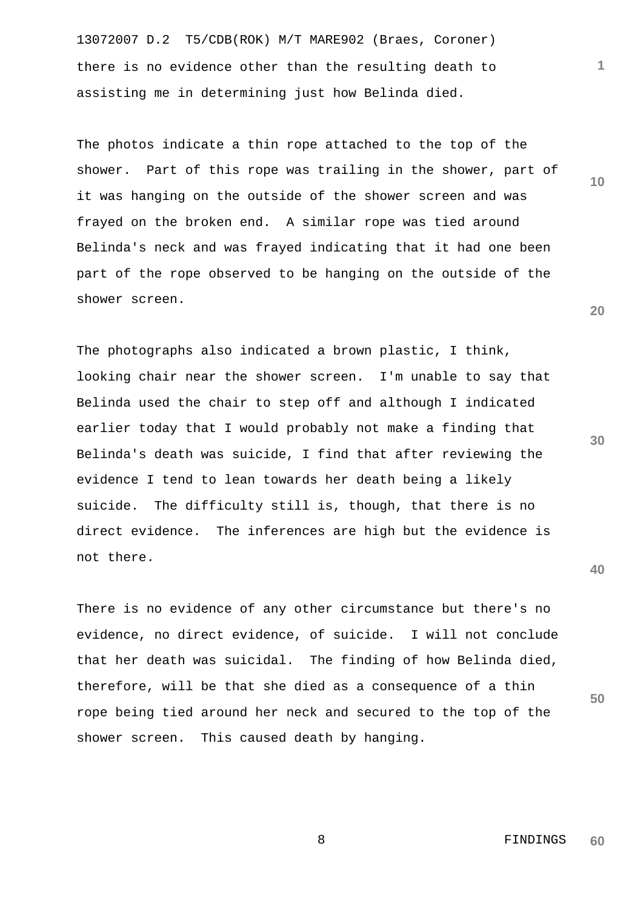there is no evidence other than the resulting death to assisting me in determining just how Belinda died.

The photos indicate a thin rope attached to the top of the shower. Part of this rope was trailing in the shower, part of it was hanging on the outside of the shower screen and was frayed on the broken end. A similar rope was tied around Belinda's neck and was frayed indicating that it had one been part of the rope observed to be hanging on the outside of the shower screen.

The photographs also indicated a brown plastic, I think, looking chair near the shower screen. I'm unable to say that Belinda used the chair to step off and although I indicated earlier today that I would probably not make a finding that Belinda's death was suicide, I find that after reviewing the evidence I tend to lean towards her death being a likely suicide. The difficulty still is, though, that there is no direct evidence. The inferences are high but the evidence is not there.

There is no evidence of any other circumstance but there's no evidence, no direct evidence, of suicide. I will not conclude that her death was suicidal. The finding of how Belinda died, therefore, will be that she died as a consequence of a thin rope being tied around her neck and secured to the top of the shower screen. This caused death by hanging.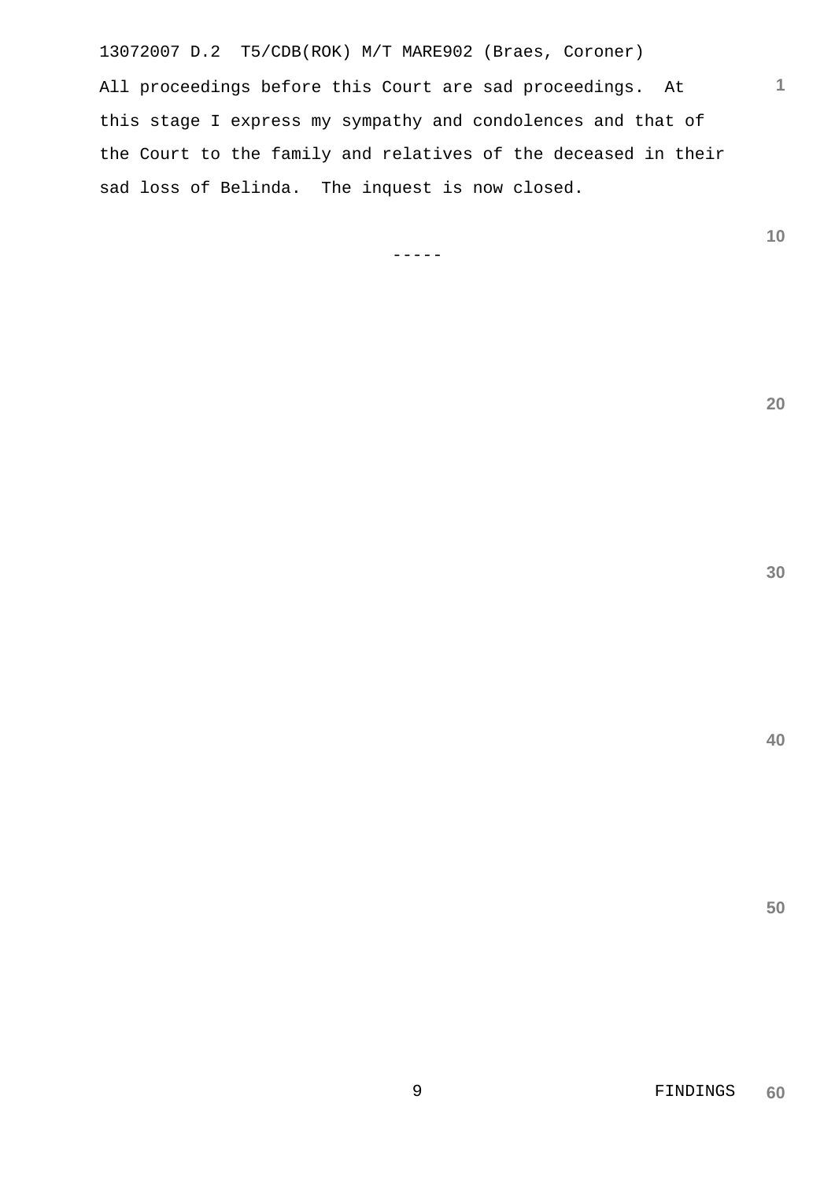All proceedings before this Court are sad proceedings. At this stage I express my sympathy and condolences and that of the Court to the family and relatives of the deceased in their sad loss of Belinda. The inquest is now closed.

-----